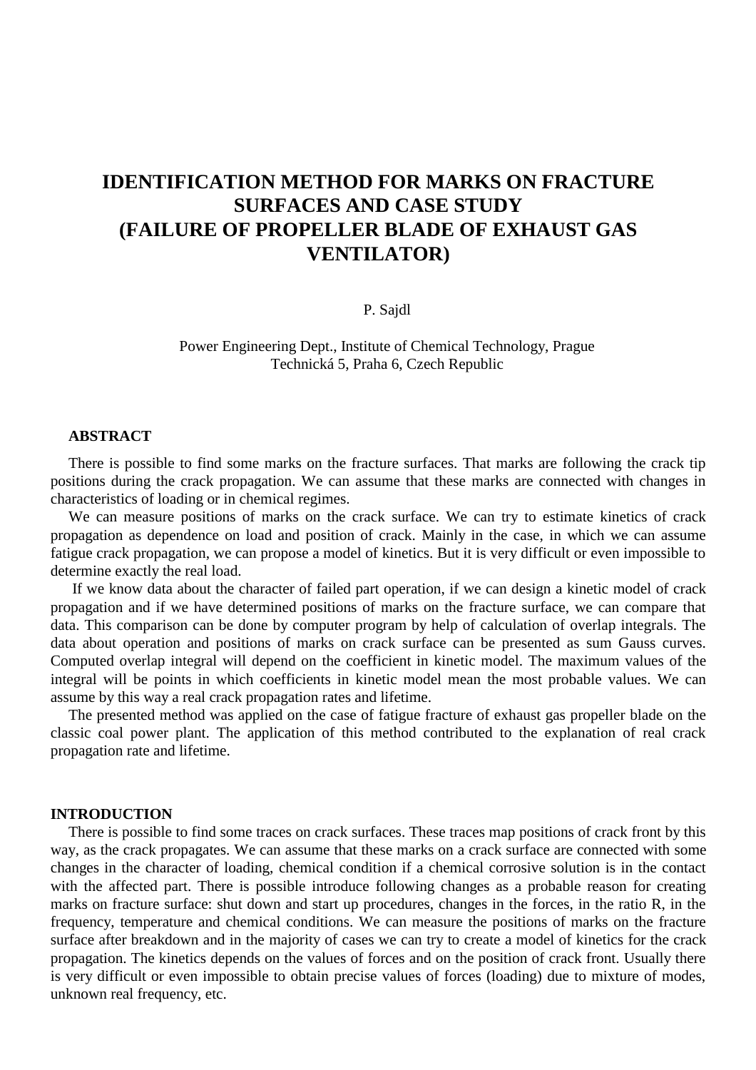# IDENTIFICATION METHOD FOR MARKS ON FRACTURE SURFACES AND CASE STUDY (FAILURE OF PROPELLER BLADE OF EXHAUST GAS VENTILATOR)

P. Sajdl

Power Engineering Dept., Institute of Chemical Technology, Prague
Technická 5, Praha 6, Czech Republic

## ABSTRACT

There is possible to find some marks on the fracture surfaces. That marks are following the crack tip positions during the crack propagation. We can assume that these marks are connected with changes in characteristics of loading or in chemical regimes.

We can measure positions of marks on the crack surface. We can try to estimate kinetics of crack propagation as dependence on load and position of crack. Mainly in the case, in which we can assume fatigue crack propagation, we can propose a model of kinetics. But it is very difficult or even impossible to determine exactly the real load.

If we know data about the character of failed part operation, if we can design a kinetic model of crack propagation and if we have determined positions of marks on the fracture surface, we can compare that data. This comparison can be done by computer program by help of calculation of overlap integrals. The data about operation and positions of marks on crack surface can be presented as sum Gauss curves. Computed overlap integral will depend on the coefficient in kinetic model. The maximum values of the integral will be points in which coefficients in kinetic model mean the most probable values. We can assume by this way a real crack propagation rates and lifetime.

The presented method was applied on the case of fatigue fracture of exhaust gas propeller blade on the classic coal power plant. The application of this method contributed to the explanation of real crack propagation rate and lifetime.

## INTRODUCTION

There is possible to find some traces on crack surfaces. These traces map positions of crack front by this way, as the crack propagates. We can assume that these marks on a crack surface are connected with some changes in the character of loading, chemical condition if a chemical corrosive solution is in the contact with the affected part. There is possible introduce following changes as a probable reason for creating marks on fracture surface: shut down and start up procedures, changes in the forces, in the ratio R, in the frequency, temperature and chemical conditions. We can measure the positions of marks on the fracture surface after breakdown and in the majority of cases we can try to create a model of kinetics for the crack propagation. The kinetics depends on the values of forces and on the position of crack front. Usually there is very difficult or even impossible to obtain precise values of forces (loading) due to mixture of modes, unknown real frequency, etc.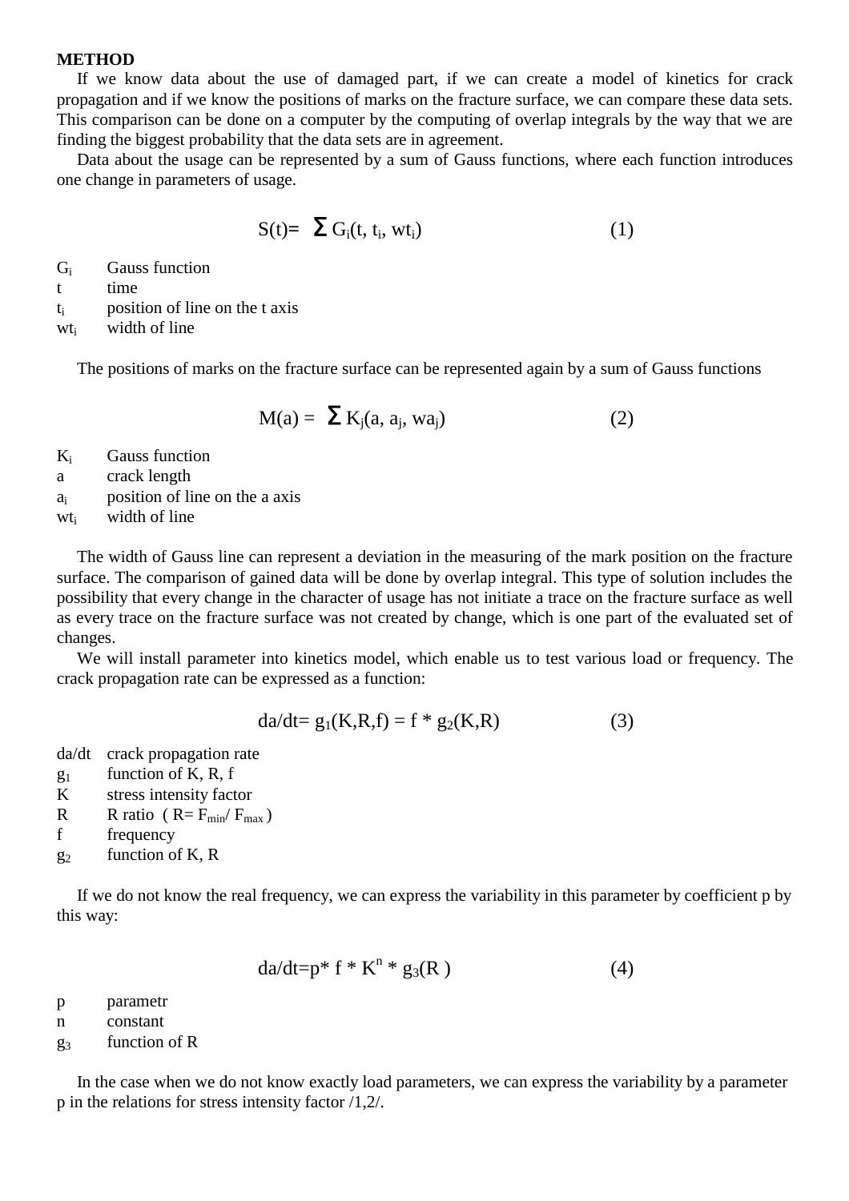**METHOD**

If we know data about the use of damaged part, if we can create a model of kinetics for crack propagation and if we know the positions of marks on the fracture surface, we can compare these data sets. This comparison can be done on a computer by the computing of overlap integrals by the way that we are finding the biggest probability that the data sets are in agreement.

Data about the usage can be represented by a sum of Gauss functions, where each function introduces one change in parameters of usage.

$$S(t) = \sum G_i(t, t_i, wt_i) \qquad (1)$$

$G_i$ Gauss function
$t$ time
$t_i$ position of line on the t axis
$wt_i$ width of line

The positions of marks on the fracture surface can be represented again by a sum of Gauss functions

$$M(a) = \sum K_j(a, a_j, wa_j) \qquad (2)$$

$K_i$ Gauss function
$a$ crack length
$a_i$ position of line on the a axis
$wt_i$ width of line

The width of Gauss line can represent a deviation in the measuring of the mark position on the fracture surface. The comparison of gained data will be done by overlap integral. This type of solution includes the possibility that every change in the character of usage has not initiate a trace on the fracture surface as well as every trace on the fracture surface was not created by change, which is one part of the evaluated set of changes.

We will install parameter into kinetics model, which enable us to test various load or frequency. The crack propagation rate can be expressed as a function:

$$da/dt = g_1(K,R,f) = f * g_2(K,R) \qquad (3)$$

$da/dt$ crack propagation rate
$g_1$ function of K, R, f
$K$ stress intensity factor
$R$ R ratio ( $R = F_{min}/ F_{max}$ )
$f$ frequency
$g_2$ function of K, R

If we do not know the real frequency, we can express the variability in this parameter by coefficient p by this way:

$$da/dt = p * f * K^n * g_3(R) \qquad (4)$$

$p$ parametr
$n$ constant
$g_3$ function of R

In the case when we do not know exactly load parameters, we can express the variability by a parameter p in the relations for stress intensity factor /1,2/.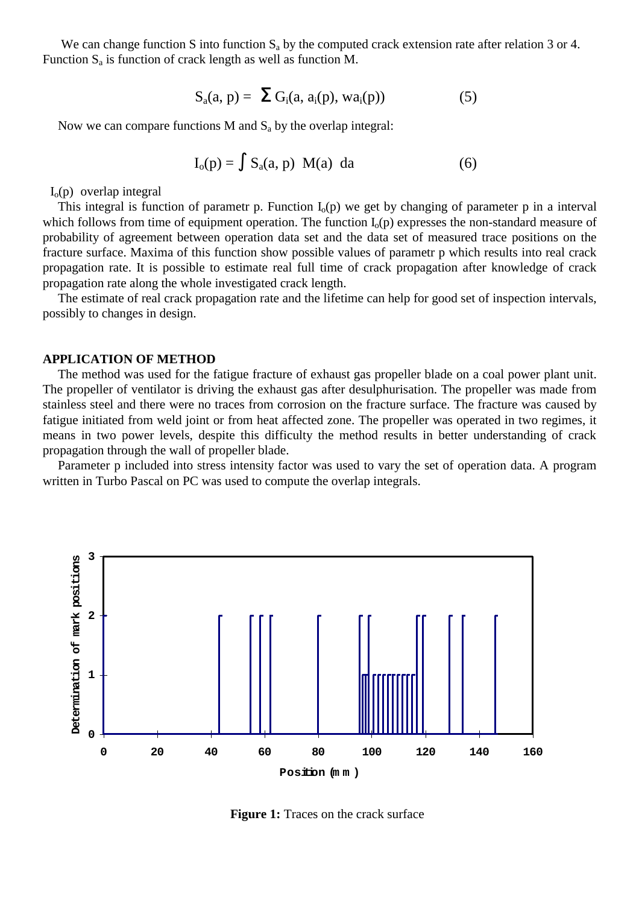We can change function S into function $S_a$ by the computed crack extension rate after relation 3 or 4. Function $S_a$ is function of crack length as well as function M.

$$S_a(a, p) = \sum G_i(a, a_i(p), wa_i(p)) \qquad (5)$$

Now we can compare functions M and $S_a$ by the overlap integral:

$$I_o(p) = \int S_a(a, p) \; M(a) \; da \qquad (6)$$

$I_o(p)$ overlap integral

This integral is function of parametr p. Function $I_o(p)$ we get by changing of parameter p in a interval which follows from time of equipment operation. The function $I_o(p)$ expresses the non-standard measure of probability of agreement between operation data set and the data set of measured trace positions on the fracture surface. Maxima of this function show possible values of parametr p which results into real crack propagation rate. It is possible to estimate real full time of crack propagation after knowledge of crack propagation rate along the whole investigated crack length.

The estimate of real crack propagation rate and the lifetime can help for good set of inspection intervals, possibly to changes in design.

## APPLICATION OF METHOD

The method was used for the fatigue fracture of exhaust gas propeller blade on a coal power plant unit. The propeller of ventilator is driving the exhaust gas after desulphurisation. The propeller was made from stainless steel and there were no traces from corrosion on the fracture surface. The fracture was caused by fatigue initiated from weld joint or from heat affected zone. The propeller was operated in two regimes, it means in two power levels, despite this difficulty the method results in better understanding of crack propagation through the wall of propeller blade.

Parameter p included into stress intensity factor was used to vary the set of operation data. A program written in Turbo Pascal on PC was used to compute the overlap integrals.

**Figure 1:** Traces on the crack surface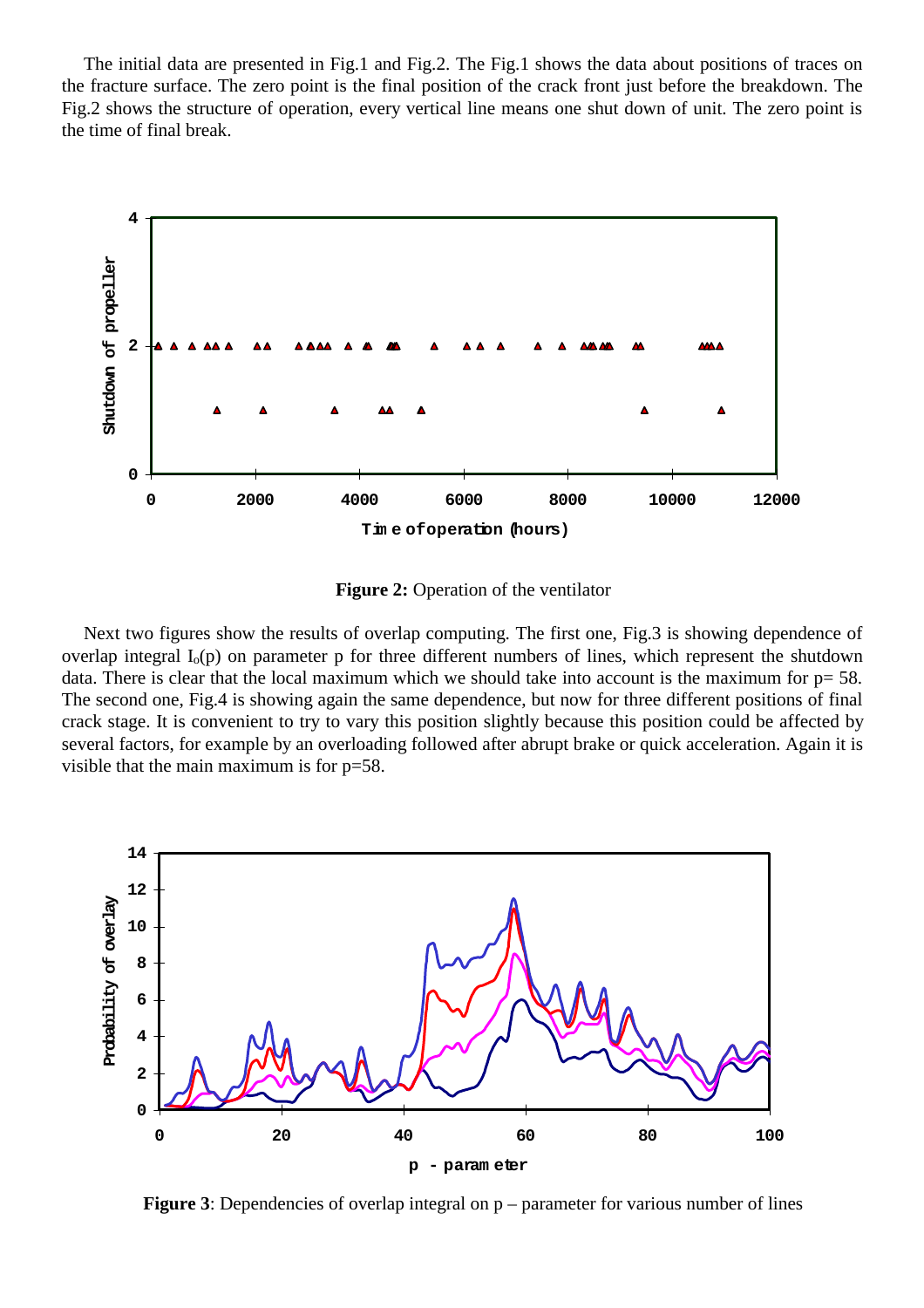The initial data are presented in Fig.1 and Fig.2. The Fig.1 shows the data about positions of traces on the fracture surface. The zero point is the final position of the crack front just before the breakdown. The Fig.2 shows the structure of operation, every vertical line means one shut down of unit. The zero point is the time of final break.

**Figure 2:** Operation of the ventilator

Next two figures show the results of overlap computing. The first one, Fig.3 is showing dependence of overlap integral $I_o(p)$ on parameter p for three different numbers of lines, which represent the shutdown data. There is clear that the local maximum which we should take into account is the maximum for p= 58. The second one, Fig.4 is showing again the same dependence, but now for three different positions of final crack stage. It is convenient to try to vary this position slightly because this position could be affected by several factors, for example by an overloading followed after abrupt brake or quick acceleration. Again it is visible that the main maximum is for p=58.

**Figure 3**: Dependencies of overlap integral on p – parameter for various number of lines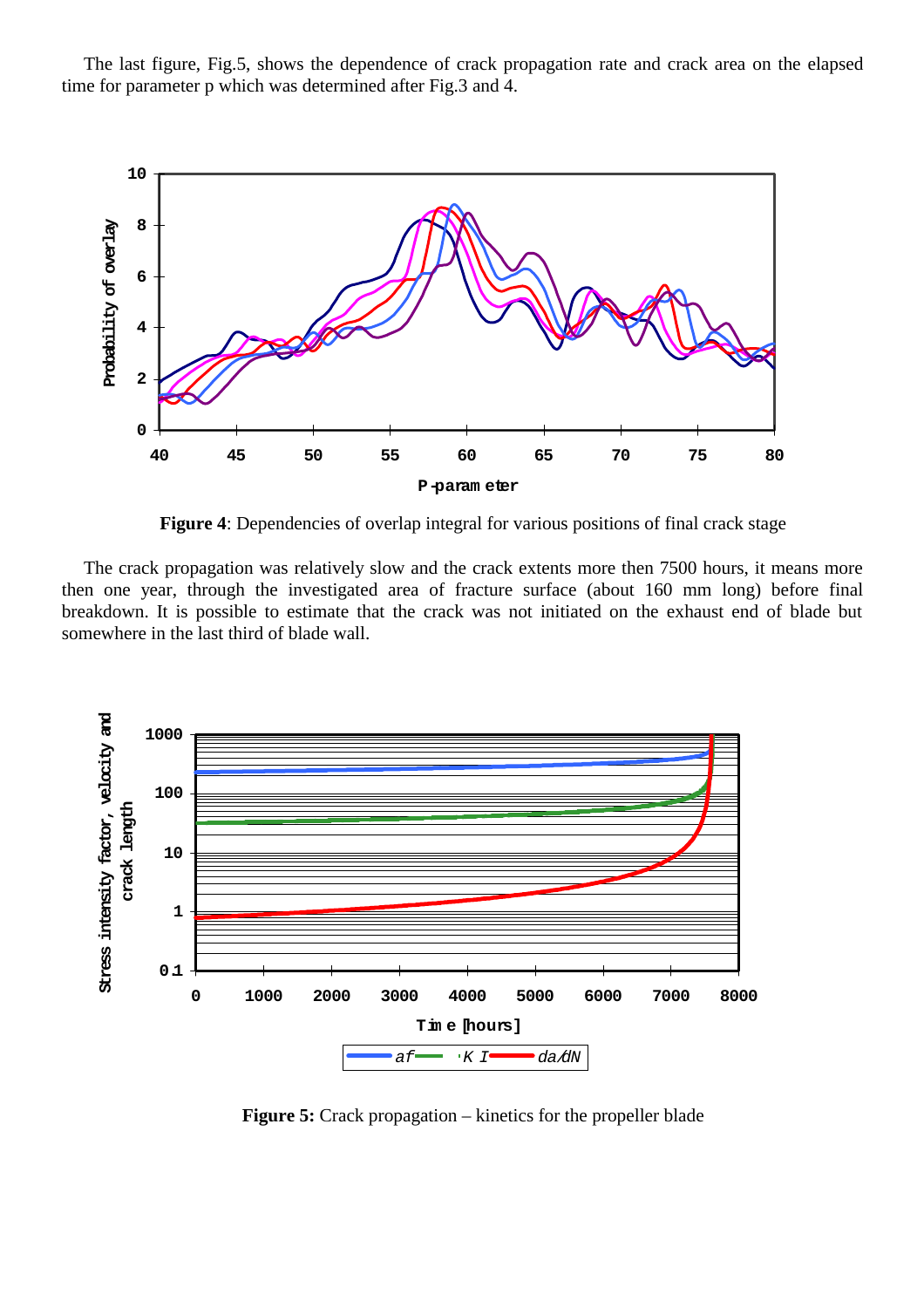The last figure, Fig.5, shows the dependence of crack propagation rate and crack area on the elapsed time for parameter p which was determined after Fig.3 and 4.

**Figure 4**: Dependencies of overlap integral for various positions of final crack stage

The crack propagation was relatively slow and the crack extents more then 7500 hours, it means more then one year, through the investigated area of fracture surface (about 160 mm long) before final breakdown. It is possible to estimate that the crack was not initiated on the exhaust end of blade but somewhere in the last third of blade wall.

**Figure 5:** Crack propagation – kinetics for the propeller blade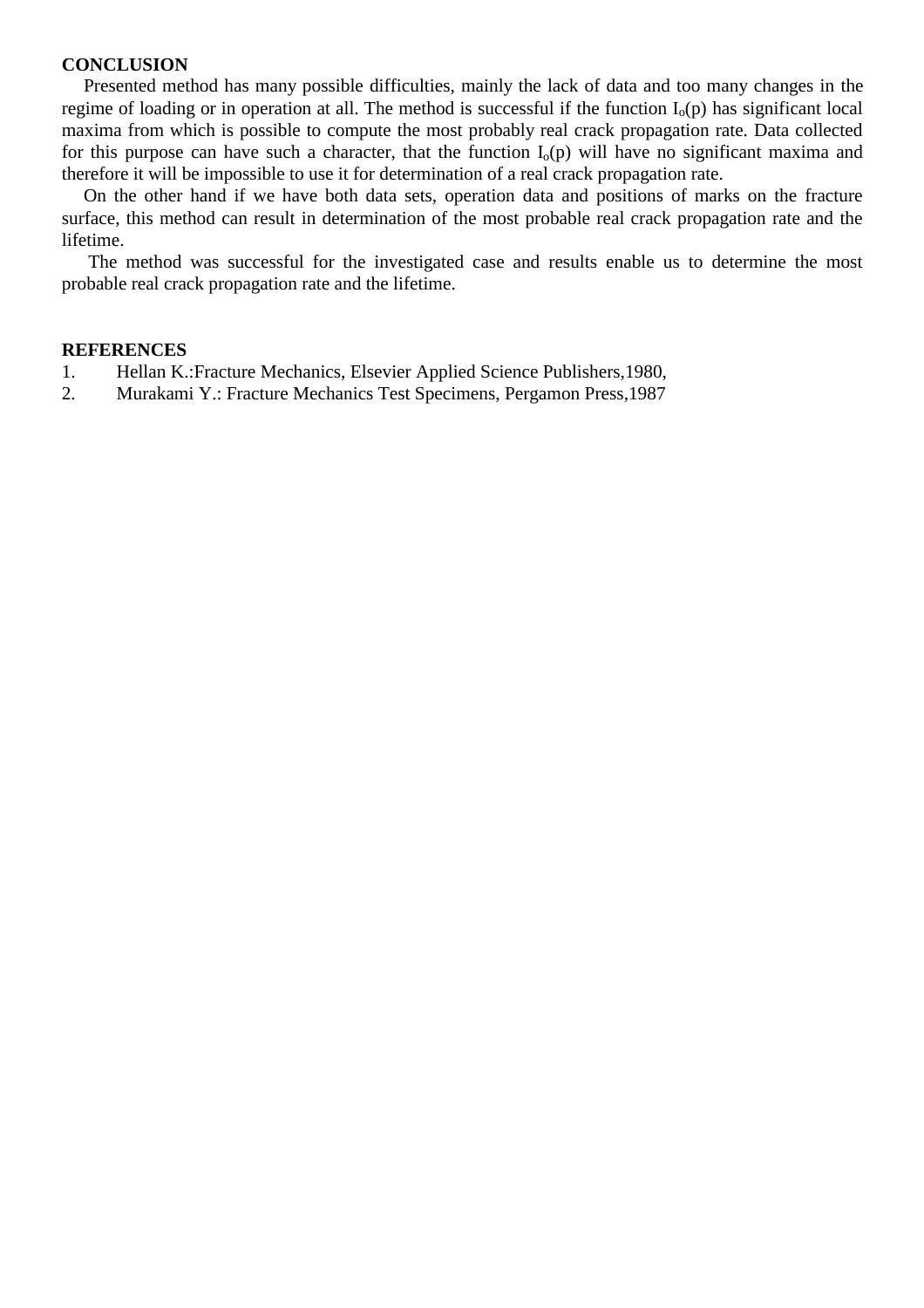## CONCLUSION

Presented method has many possible difficulties, mainly the lack of data and too many changes in the regime of loading or in operation at all. The method is successful if the function $I_o(p)$ has significant local maxima from which is possible to compute the most probably real crack propagation rate. Data collected for this purpose can have such a character, that the function $I_o(p)$ will have no significant maxima and therefore it will be impossible to use it for determination of a real crack propagation rate.

On the other hand if we have both data sets, operation data and positions of marks on the fracture surface, this method can result in determination of the most probable real crack propagation rate and the lifetime.

The method was successful for the investigated case and results enable us to determine the most probable real crack propagation rate and the lifetime.

## REFERENCES

1. Hellan K.:Fracture Mechanics, Elsevier Applied Science Publishers,1980,
2. Murakami Y.: Fracture Mechanics Test Specimens, Pergamon Press,1987